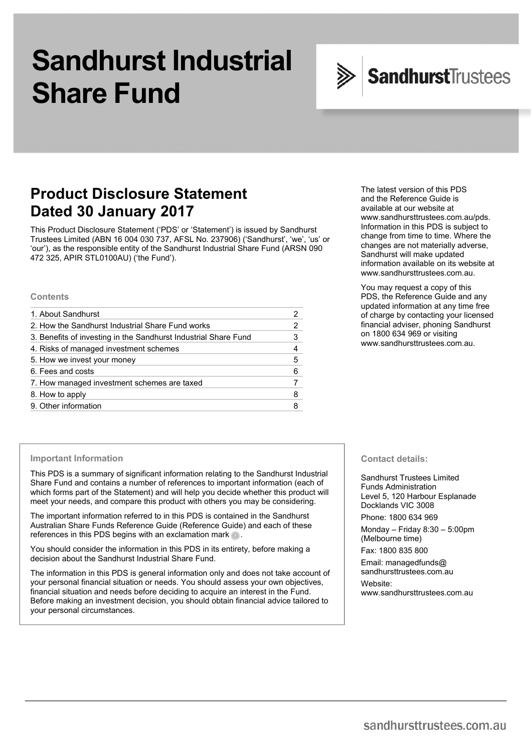# Sandhurst Industrial Share Fund

SandhurstTrustees

## Product Disclosure Statement Dated 30 January 2017

This Product Disclosure Statement ('PDS' or 'Statement') is issued by Sandhurst Trustees Limited (ABN 16 004 030 737, AFSL No. 237906) ('Sandhurst', 'we', 'us' or 'our'), as the responsible entity of the Sandhurst Industrial Share Fund (ARSN 090 472 325, APIR STL0100AU) ('the Fund').

The latest version of this PDS and the Reference Guide is available at our website at www.sandhursttrustees.com.au/pds. Information in this PDS is subject to change from time to time. Where the changes are not materially adverse, Sandhurst will make updated information available on its website at www.sandhursttrustees.com.au.

You may request a copy of this PDS, the Reference Guide and any updated information at any time free of charge by contacting your licensed financial adviser, phoning Sandhurst on 1800 634 969 or visiting www.sandhursttrustees.com.au.

### Contents

| | |
|---|---|
| 1. About Sandhurst | 2 |
| 2. How the Sandhurst Industrial Share Fund works | 2 |
| 3. Benefits of investing in the Sandhurst Industrial Share Fund | 3 |
| 4. Risks of managed investment schemes | 4 |
| 5. How we invest your money | 5 |
| 6. Fees and costs | 6 |
| 7. How managed investment schemes are taxed | 7 |
| 8. How to apply | 8 |
| 9. Other information | 8 |

### Important Information

This PDS is a summary of significant information relating to the Sandhurst Industrial Share Fund and contains a number of references to important information (each of which forms part of the Statement) and will help you decide whether this product will meet your needs, and compare this product with others you may be considering.

The important information referred to in this PDS is contained in the Sandhurst Australian Share Funds Reference Guide (Reference Guide) and each of these references in this PDS begins with an exclamation mark !.

You should consider the information in this PDS in its entirety, before making a decision about the Sandhurst Industrial Share Fund.

The information in this PDS is general information only and does not take account of your personal financial situation or needs. You should assess your own objectives, financial situation and needs before deciding to acquire an interest in the Fund. Before making an investment decision, you should obtain financial advice tailored to your personal circumstances.

### Contact details:

Sandhurst Trustees Limited
Funds Administration
Level 5, 120 Harbour Esplanade
Docklands VIC 3008

Phone: 1800 634 969

Monday – Friday 8:30 – 5:00pm (Melbourne time)

Fax: 1800 835 800

Email: managedfunds@sandhursttrustees.com.au

Website: www.sandhursttrustees.com.au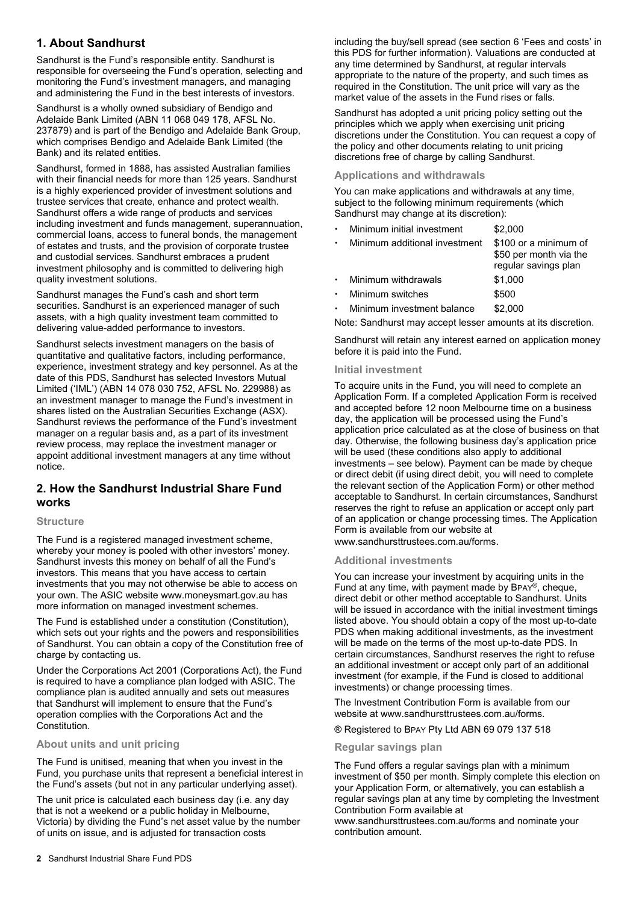## 1. About Sandhurst

Sandhurst is the Fund's responsible entity. Sandhurst is responsible for overseeing the Fund's operation, selecting and monitoring the Fund's investment managers, and managing and administering the Fund in the best interests of investors.

Sandhurst is a wholly owned subsidiary of Bendigo and Adelaide Bank Limited (ABN 11 068 049 178, AFSL No. 237879) and is part of the Bendigo and Adelaide Bank Group, which comprises Bendigo and Adelaide Bank Limited (the Bank) and its related entities.

Sandhurst, formed in 1888, has assisted Australian families with their financial needs for more than 125 years. Sandhurst is a highly experienced provider of investment solutions and trustee services that create, enhance and protect wealth. Sandhurst offers a wide range of products and services including investment and funds management, superannuation, commercial loans, access to funeral bonds, the management of estates and trusts, and the provision of corporate trustee and custodial services. Sandhurst embraces a prudent investment philosophy and is committed to delivering high quality investment solutions.

Sandhurst manages the Fund's cash and short term securities. Sandhurst is an experienced manager of such assets, with a high quality investment team committed to delivering value-added performance to investors.

Sandhurst selects investment managers on the basis of quantitative and qualitative factors, including performance, experience, investment strategy and key personnel. As at the date of this PDS, Sandhurst has selected Investors Mutual Limited ('IML') (ABN 14 078 030 752, AFSL No. 229988) as an investment manager to manage the Fund's investment in shares listed on the Australian Securities Exchange (ASX). Sandhurst reviews the performance of the Fund's investment manager on a regular basis and, as a part of its investment review process, may replace the investment manager or appoint additional investment managers at any time without notice.

## 2. How the Sandhurst Industrial Share Fund works

### Structure

The Fund is a registered managed investment scheme, whereby your money is pooled with other investors' money. Sandhurst invests this money on behalf of all the Fund's investors. This means that you have access to certain investments that you may not otherwise be able to access on your own. The ASIC website www.moneysmart.gov.au has more information on managed investment schemes.

The Fund is established under a constitution (Constitution), which sets out your rights and the powers and responsibilities of Sandhurst. You can obtain a copy of the Constitution free of charge by contacting us.

Under the Corporations Act 2001 (Corporations Act), the Fund is required to have a compliance plan lodged with ASIC. The compliance plan is audited annually and sets out measures that Sandhurst will implement to ensure that the Fund's operation complies with the Corporations Act and the Constitution.

### About units and unit pricing

The Fund is unitised, meaning that when you invest in the Fund, you purchase units that represent a beneficial interest in the Fund's assets (but not in any particular underlying asset).

The unit price is calculated each business day (i.e. any day that is not a weekend or a public holiday in Melbourne, Victoria) by dividing the Fund's net asset value by the number of units on issue, and is adjusted for transaction costs including the buy/sell spread (see section 6 'Fees and costs' in this PDS for further information). Valuations are conducted at any time determined by Sandhurst, at regular intervals appropriate to the nature of the property, and such times as required in the Constitution. The unit price will vary as the market value of the assets in the Fund rises or falls.

Sandhurst has adopted a unit pricing policy setting out the principles which we apply when exercising unit pricing discretions under the Constitution. You can request a copy of the policy and other documents relating to unit pricing discretions free of charge by calling Sandhurst.

### Applications and withdrawals

You can make applications and withdrawals at any time, subject to the following minimum requirements (which Sandhurst may change at its discretion):

- Minimum initial investment — $2,000
- Minimum additional investment — $100 or a minimum of $50 per month via the regular savings plan
- Minimum withdrawals — $1,000
- Minimum switches — $500
- Minimum investment balance — $2,000

Note: Sandhurst may accept lesser amounts at its discretion.

Sandhurst will retain any interest earned on application money before it is paid into the Fund.

### Initial investment

To acquire units in the Fund, you will need to complete an Application Form. If a completed Application Form is received and accepted before 12 noon Melbourne time on a business day, the application will be processed using the Fund's application price calculated as at the close of business on that day. Otherwise, the following business day's application price will be used (these conditions also apply to additional investments – see below). Payment can be made by cheque or direct debit (if using direct debit, you will need to complete the relevant section of the Application Form) or other method acceptable to Sandhurst. In certain circumstances, Sandhurst reserves the right to refuse an application or accept only part of an application or change processing times. The Application Form is available from our website at www.sandhursttrustees.com.au/forms.

### Additional investments

You can increase your investment by acquiring units in the Fund at any time, with payment made by BPAY®, cheque, direct debit or other method acceptable to Sandhurst. Units will be issued in accordance with the initial investment timings listed above. You should obtain a copy of the most up-to-date PDS when making additional investments, as the investment will be made on the terms of the most up-to-date PDS. In certain circumstances, Sandhurst reserves the right to refuse an additional investment or accept only part of an additional investment (for example, if the Fund is closed to additional investments) or change processing times.

The Investment Contribution Form is available from our website at www.sandhursttrustees.com.au/forms.

® Registered to BPAY Pty Ltd ABN 69 079 137 518

### Regular savings plan

The Fund offers a regular savings plan with a minimum investment of $50 per month. Simply complete this election on your Application Form, or alternatively, you can establish a regular savings plan at any time by completing the Investment Contribution Form available at www.sandhursttrustees.com.au/forms and nominate your contribution amount.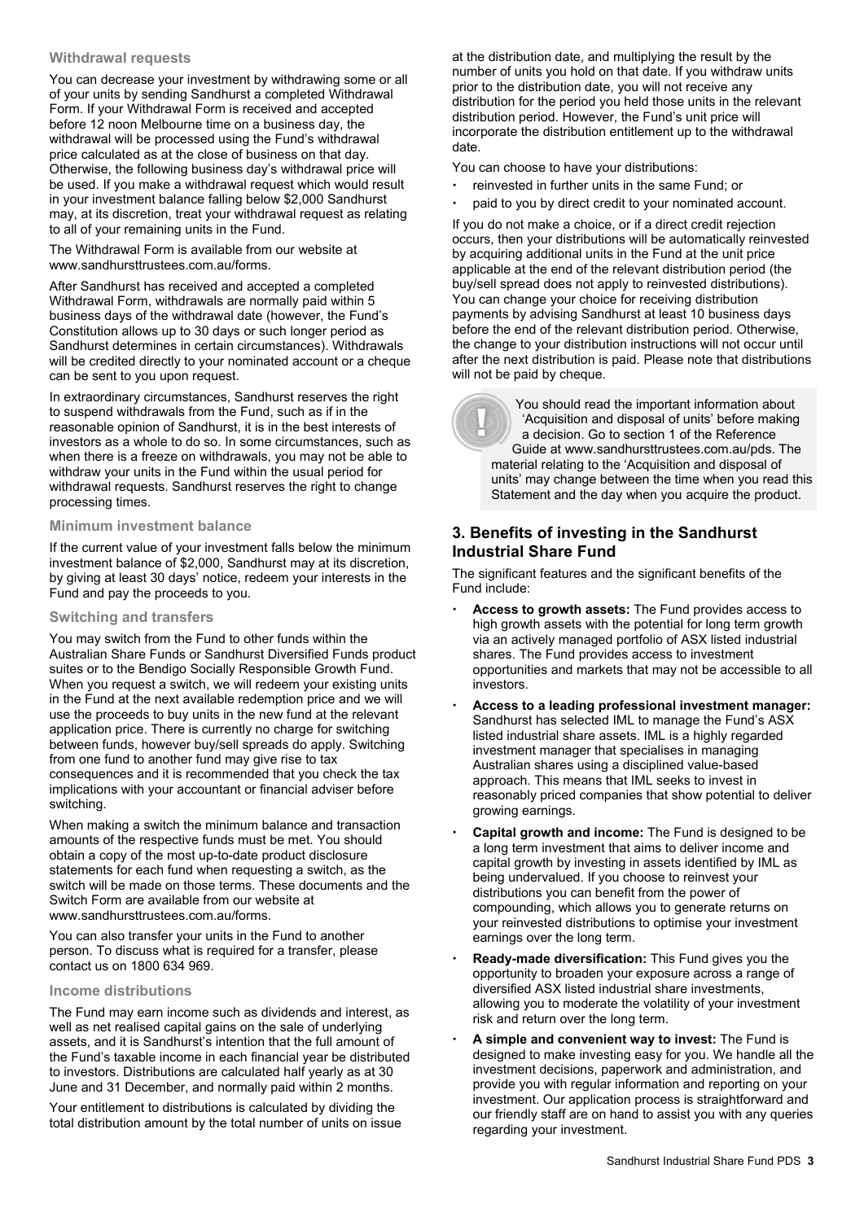### Withdrawal requests

You can decrease your investment by withdrawing some or all of your units by sending Sandhurst a completed Withdrawal Form. If your Withdrawal Form is received and accepted before 12 noon Melbourne time on a business day, the withdrawal will be processed using the Fund's withdrawal price calculated as at the close of business on that day. Otherwise, the following business day's withdrawal price will be used. If you make a withdrawal request which would result in your investment balance falling below $2,000 Sandhurst may, at its discretion, treat your withdrawal request as relating to all of your remaining units in the Fund.

The Withdrawal Form is available from our website at www.sandhursttrustees.com.au/forms.

After Sandhurst has received and accepted a completed Withdrawal Form, withdrawals are normally paid within 5 business days of the withdrawal date (however, the Fund's Constitution allows up to 30 days or such longer period as Sandhurst determines in certain circumstances). Withdrawals will be credited directly to your nominated account or a cheque can be sent to you upon request.

In extraordinary circumstances, Sandhurst reserves the right to suspend withdrawals from the Fund, such as if in the reasonable opinion of Sandhurst, it is in the best interests of investors as a whole to do so. In some circumstances, such as when there is a freeze on withdrawals, you may not be able to withdraw your units in the Fund within the usual period for withdrawal requests. Sandhurst reserves the right to change processing times.

### Minimum investment balance

If the current value of your investment falls below the minimum investment balance of $2,000, Sandhurst may at its discretion, by giving at least 30 days' notice, redeem your interests in the Fund and pay the proceeds to you.

### Switching and transfers

You may switch from the Fund to other funds within the Australian Share Funds or Sandhurst Diversified Funds product suites or to the Bendigo Socially Responsible Growth Fund. When you request a switch, we will redeem your existing units in the Fund at the next available redemption price and we will use the proceeds to buy units in the new fund at the relevant application price. There is currently no charge for switching between funds, however buy/sell spreads do apply. Switching from one fund to another fund may give rise to tax consequences and it is recommended that you check the tax implications with your accountant or financial adviser before switching.

When making a switch the minimum balance and transaction amounts of the respective funds must be met. You should obtain a copy of the most up-to-date product disclosure statements for each fund when requesting a switch, as the switch will be made on those terms. These documents and the Switch Form are available from our website at www.sandhursttrustees.com.au/forms.

You can also transfer your units in the Fund to another person. To discuss what is required for a transfer, please contact us on 1800 634 969.

### Income distributions

The Fund may earn income such as dividends and interest, as well as net realised capital gains on the sale of underlying assets, and it is Sandhurst's intention that the full amount of the Fund's taxable income in each financial year be distributed to investors. Distributions are calculated half yearly as at 30 June and 31 December, and normally paid within 2 months.

Your entitlement to distributions is calculated by dividing the total distribution amount by the total number of units on issue at the distribution date, and multiplying the result by the number of units you hold on that date. If you withdraw units prior to the distribution date, you will not receive any distribution for the period you held those units in the relevant distribution period. However, the Fund's unit price will incorporate the distribution entitlement up to the withdrawal date.

You can choose to have your distributions:

- reinvested in further units in the same Fund; or
- paid to you by direct credit to your nominated account.

If you do not make a choice, or if a direct credit rejection occurs, then your distributions will be automatically reinvested by acquiring additional units in the Fund at the unit price applicable at the end of the relevant distribution period (the buy/sell spread does not apply to reinvested distributions). You can change your choice for receiving distribution payments by advising Sandhurst at least 10 business days before the end of the relevant distribution period. Otherwise, the change to your distribution instructions will not occur until after the next distribution is paid. Please note that distributions will not be paid by cheque.

You should read the important information about 'Acquisition and disposal of units' before making a decision. Go to section 1 of the Reference Guide at www.sandhursttrustees.com.au/pds. The material relating to the 'Acquisition and disposal of units' may change between the time when you read this Statement and the day when you acquire the product.

## 3. Benefits of investing in the Sandhurst Industrial Share Fund

The significant features and the significant benefits of the Fund include:

- **Access to growth assets:** The Fund provides access to high growth assets with the potential for long term growth via an actively managed portfolio of ASX listed industrial shares. The Fund provides access to investment opportunities and markets that may not be accessible to all investors.
- **Access to a leading professional investment manager:** Sandhurst has selected IML to manage the Fund's ASX listed industrial share assets. IML is a highly regarded investment manager that specialises in managing Australian shares using a disciplined value-based approach. This means that IML seeks to invest in reasonably priced companies that show potential to deliver growing earnings.
- **Capital growth and income:** The Fund is designed to be a long term investment that aims to deliver income and capital growth by investing in assets identified by IML as being undervalued. If you choose to reinvest your distributions you can benefit from the power of compounding, which allows you to generate returns on your reinvested distributions to optimise your investment earnings over the long term.
- **Ready-made diversification:** This Fund gives you the opportunity to broaden your exposure across a range of diversified ASX listed industrial share investments, allowing you to moderate the volatility of your investment risk and return over the long term.
- **A simple and convenient way to invest:** The Fund is designed to make investing easy for you. We handle all the investment decisions, paperwork and administration, and provide you with regular information and reporting on your investment. Our application process is straightforward and our friendly staff are on hand to assist you with any queries regarding your investment.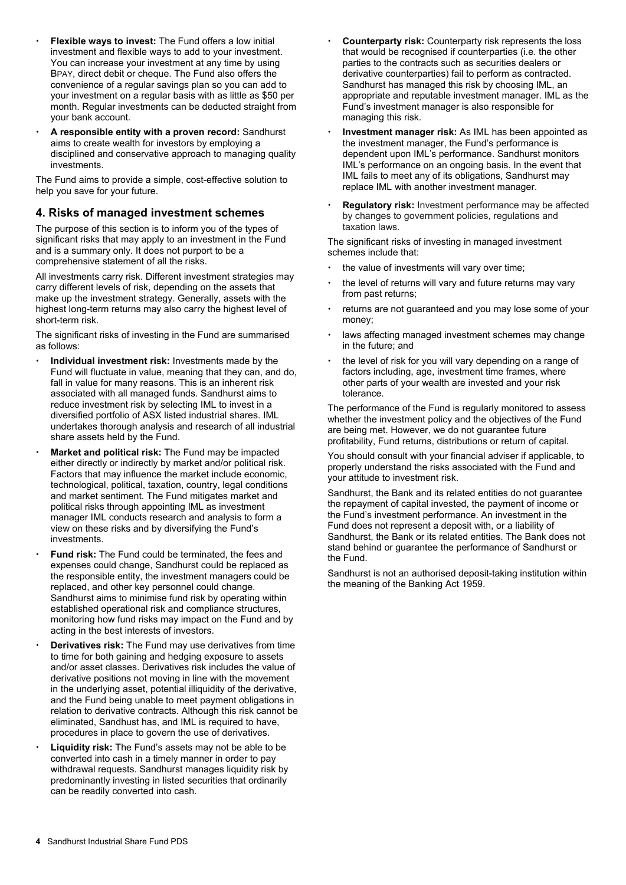- **Flexible ways to invest:** The Fund offers a low initial investment and flexible ways to add to your investment. You can increase your investment at any time by using BPAY, direct debit or cheque. The Fund also offers the convenience of a regular savings plan so you can add to your investment on a regular basis with as little as $50 per month. Regular investments can be deducted straight from your bank account.
- **A responsible entity with a proven record:** Sandhurst aims to create wealth for investors by employing a disciplined and conservative approach to managing quality investments.

The Fund aims to provide a simple, cost-effective solution to help you save for your future.

## 4. Risks of managed investment schemes

The purpose of this section is to inform you of the types of significant risks that may apply to an investment in the Fund and is a summary only. It does not purport to be a comprehensive statement of all the risks.

All investments carry risk. Different investment strategies may carry different levels of risk, depending on the assets that make up the investment strategy. Generally, assets with the highest long-term returns may also carry the highest level of short-term risk.

The significant risks of investing in the Fund are summarised as follows:

- **Individual investment risk:** Investments made by the Fund will fluctuate in value, meaning that they can, and do, fall in value for many reasons. This is an inherent risk associated with all managed funds. Sandhurst aims to reduce investment risk by selecting IML to invest in a diversified portfolio of ASX listed industrial shares. IML undertakes thorough analysis and research of all industrial share assets held by the Fund.
- **Market and political risk:** The Fund may be impacted either directly or indirectly by market and/or political risk. Factors that may influence the market include economic, technological, political, taxation, country, legal conditions and market sentiment. The Fund mitigates market and political risks through appointing IML as investment manager IML conducts research and analysis to form a view on these risks and by diversifying the Fund's investments.
- **Fund risk:** The Fund could be terminated, the fees and expenses could change, Sandhurst could be replaced as the responsible entity, the investment managers could be replaced, and other key personnel could change. Sandhurst aims to minimise fund risk by operating within established operational risk and compliance structures, monitoring how fund risks may impact on the Fund and by acting in the best interests of investors.
- **Derivatives risk:** The Fund may use derivatives from time to time for both gaining and hedging exposure to assets and/or asset classes. Derivatives risk includes the value of derivative positions not moving in line with the movement in the underlying asset, potential illiquidity of the derivative, and the Fund being unable to meet payment obligations in relation to derivative contracts. Although this risk cannot be eliminated, Sandhust has, and IML is required to have, procedures in place to govern the use of derivatives.
- **Liquidity risk:** The Fund's assets may not be able to be converted into cash in a timely manner in order to pay withdrawal requests. Sandhurst manages liquidity risk by predominantly investing in listed securities that ordinarily can be readily converted into cash.
- **Counterparty risk:** Counterparty risk represents the loss that would be recognised if counterparties (i.e. the other parties to the contracts such as securities dealers or derivative counterparties) fail to perform as contracted. Sandhurst has managed this risk by choosing IML, an appropriate and reputable investment manager. IML as the Fund's investment manager is also responsible for managing this risk.
- **Investment manager risk:** As IML has been appointed as the investment manager, the Fund's performance is dependent upon IML's performance. Sandhurst monitors IML's performance on an ongoing basis. In the event that IML fails to meet any of its obligations, Sandhurst may replace IML with another investment manager.
- **Regulatory risk:** Investment performance may be affected by changes to government policies, regulations and taxation laws.

The significant risks of investing in managed investment schemes include that:

- the value of investments will vary over time;
- the level of returns will vary and future returns may vary from past returns;
- returns are not guaranteed and you may lose some of your money;
- laws affecting managed investment schemes may change in the future; and
- the level of risk for you will vary depending on a range of factors including, age, investment time frames, where other parts of your wealth are invested and your risk tolerance.

The performance of the Fund is regularly monitored to assess whether the investment policy and the objectives of the Fund are being met. However, we do not guarantee future profitability, Fund returns, distributions or return of capital.

You should consult with your financial adviser if applicable, to properly understand the risks associated with the Fund and your attitude to investment risk.

Sandhurst, the Bank and its related entities do not guarantee the repayment of capital invested, the payment of income or the Fund's investment performance. An investment in the Fund does not represent a deposit with, or a liability of Sandhurst, the Bank or its related entities. The Bank does not stand behind or guarantee the performance of Sandhurst or the Fund.

Sandhurst is not an authorised deposit-taking institution within the meaning of the Banking Act 1959.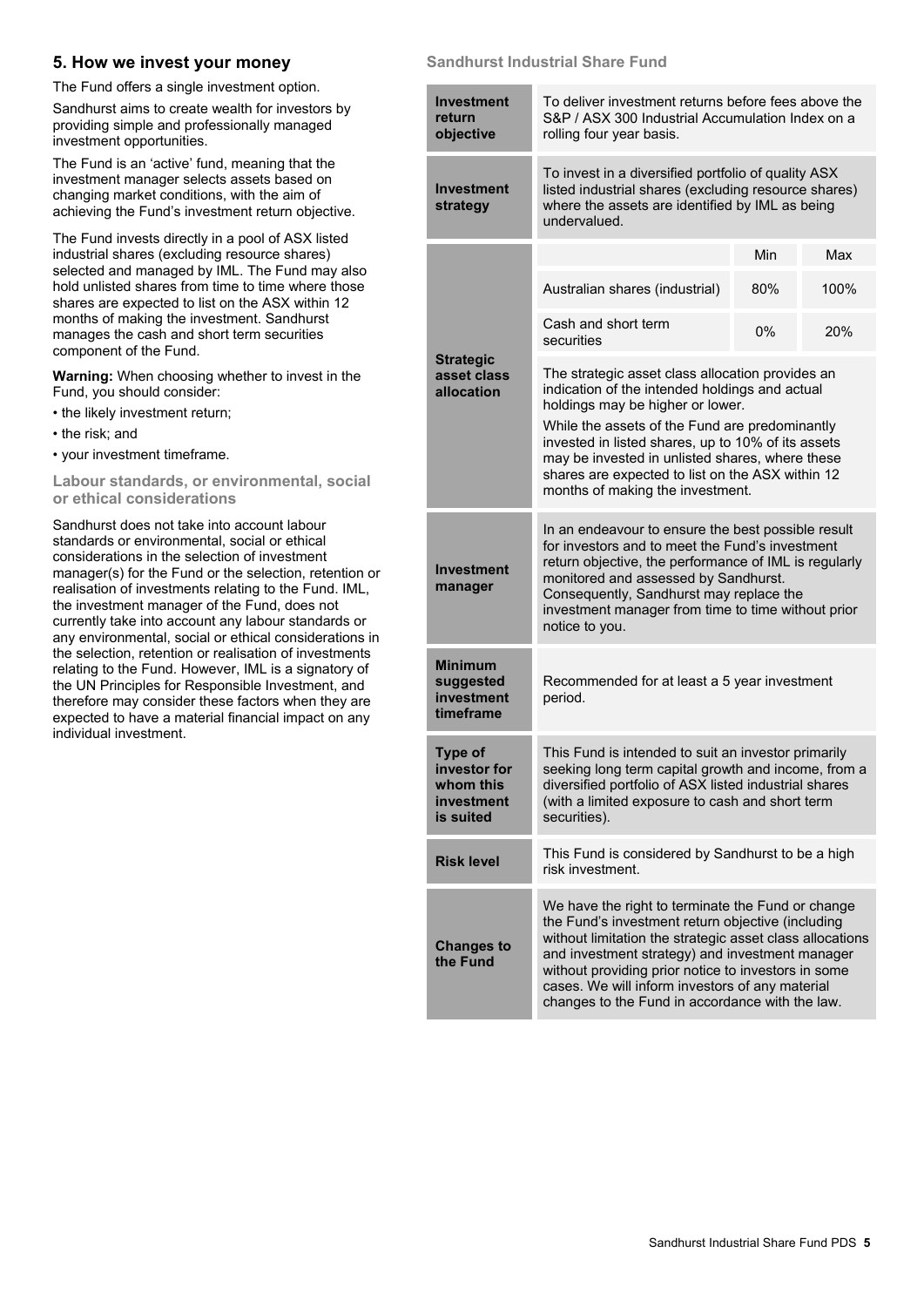## 5. How we invest your money

The Fund offers a single investment option.

Sandhurst aims to create wealth for investors by providing simple and professionally managed investment opportunities.

The Fund is an 'active' fund, meaning that the investment manager selects assets based on changing market conditions, with the aim of achieving the Fund's investment return objective.

The Fund invests directly in a pool of ASX listed industrial shares (excluding resource shares) selected and managed by IML. The Fund may also hold unlisted shares from time to time where those shares are expected to list on the ASX within 12 months of making the investment. Sandhurst manages the cash and short term securities component of the Fund.

**Warning:** When choosing whether to invest in the Fund, you should consider:

- the likely investment return;
- the risk; and
- your investment timeframe.

### Labour standards, or environmental, social or ethical considerations

Sandhurst does not take into account labour standards or environmental, social or ethical considerations in the selection of investment manager(s) for the Fund or the selection, retention or realisation of investments relating to the Fund. IML, the investment manager of the Fund, does not currently take into account any labour standards or any environmental, social or ethical considerations in the selection, retention or realisation of investments relating to the Fund. However, IML is a signatory of the UN Principles for Responsible Investment, and therefore may consider these factors when they are expected to have a material financial impact on any individual investment.

### Sandhurst Industrial Share Fund

| | |
|---|---|
| **Investment return objective** | To deliver investment returns before fees above the S&P / ASX 300 Industrial Accumulation Index on a rolling four year basis. |
| **Investment strategy** | To invest in a diversified portfolio of quality ASX listed industrial shares (excluding resource shares) where the assets are identified by IML as being undervalued. |
| **Strategic asset class allocation** | Australian shares (industrial): Min 80%, Max 100%<br>Cash and short term securities: Min 0%, Max 20%<br><br>The strategic asset class allocation provides an indication of the intended holdings and actual holdings may be higher or lower.<br><br>While the assets of the Fund are predominantly invested in listed shares, up to 10% of its assets may be invested in unlisted shares, where these shares are expected to list on the ASX within 12 months of making the investment. |
| **Investment manager** | In an endeavour to ensure the best possible result for investors and to meet the Fund's investment return objective, the performance of IML is regularly monitored and assessed by Sandhurst. Consequently, Sandhurst may replace the investment manager from time to time without prior notice to you. |
| **Minimum suggested investment timeframe** | Recommended for at least a 5 year investment period. |
| **Type of investor for whom this investment is suited** | This Fund is intended to suit an investor primarily seeking long term capital growth and income, from a diversified portfolio of ASX listed industrial shares (with a limited exposure to cash and short term securities). |
| **Risk level** | This Fund is considered by Sandhurst to be a high risk investment. |
| **Changes to the Fund** | We have the right to terminate the Fund or change the Fund's investment return objective (including without limitation the strategic asset class allocations and investment strategy) and investment manager without providing prior notice to investors in some cases. We will inform investors of any material changes to the Fund in accordance with the law. |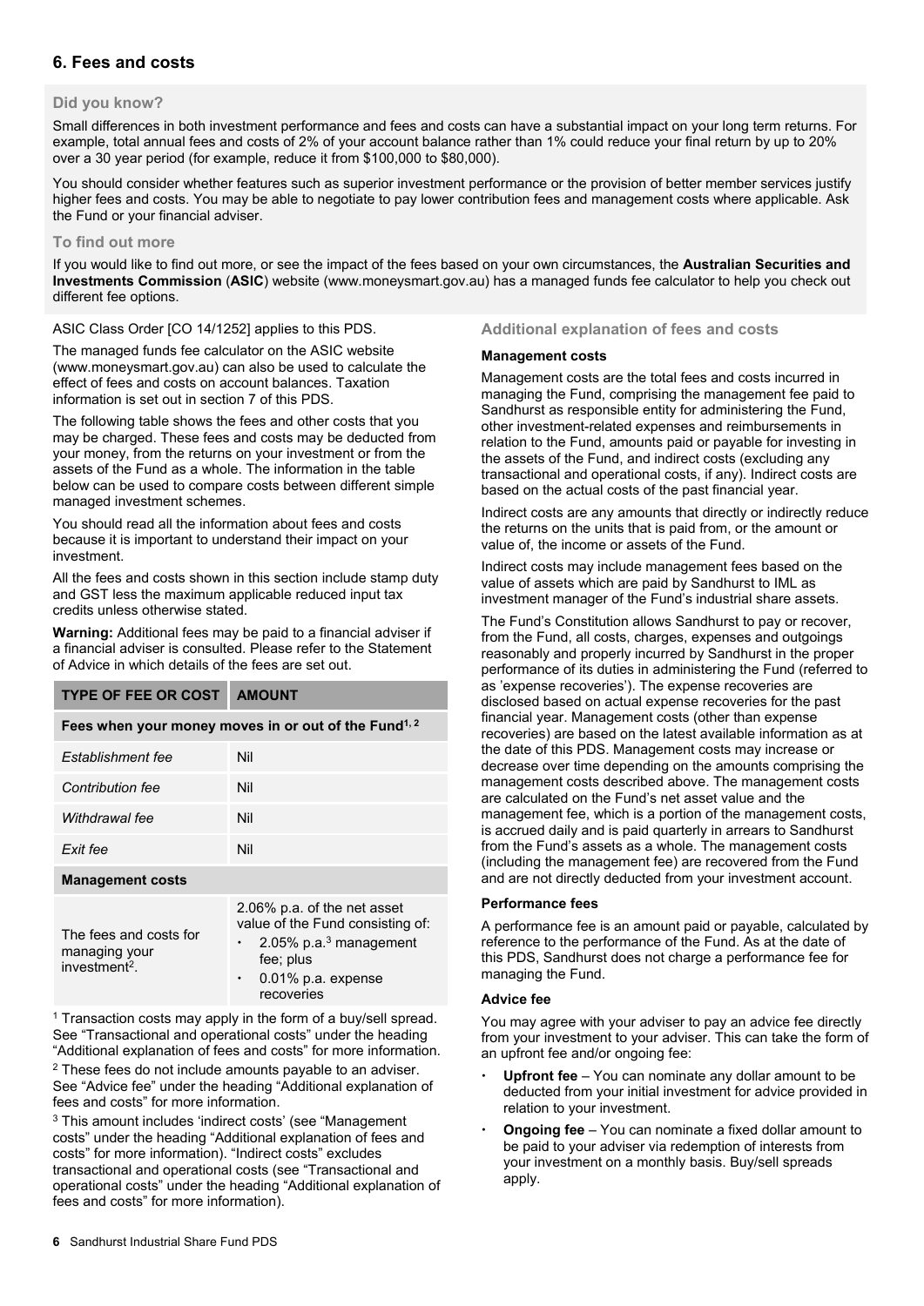## 6. Fees and costs

### Did you know?

Small differences in both investment performance and fees and costs can have a substantial impact on your long term returns. For example, total annual fees and costs of 2% of your account balance rather than 1% could reduce your final return by up to 20% over a 30 year period (for example, reduce it from $100,000 to $80,000).

You should consider whether features such as superior investment performance or the provision of better member services justify higher fees and costs. You may be able to negotiate to pay lower contribution fees and management costs where applicable. Ask the Fund or your financial adviser.

### To find out more

If you would like to find out more, or see the impact of the fees based on your own circumstances, the **Australian Securities and Investments Commission** (**ASIC**) website (www.moneysmart.gov.au) has a managed funds fee calculator to help you check out different fee options.

ASIC Class Order [CO 14/1252] applies to this PDS.

The managed funds fee calculator on the ASIC website (www.moneysmart.gov.au) can also be used to calculate the effect of fees and costs on account balances. Taxation information is set out in section 7 of this PDS.

The following table shows the fees and other costs that you may be charged. These fees and costs may be deducted from your money, from the returns on your investment or from the assets of the Fund as a whole. The information in the table below can be used to compare costs between different simple managed investment schemes.

You should read all the information about fees and costs because it is important to understand their impact on your investment.

All the fees and costs shown in this section include stamp duty and GST less the maximum applicable reduced input tax credits unless otherwise stated.

**Warning:** Additional fees may be paid to a financial adviser if a financial adviser is consulted. Please refer to the Statement of Advice in which details of the fees are set out.

| TYPE OF FEE OR COST | AMOUNT |
|---|---|
| **Fees when your money moves in or out of the Fund[1, 2]** | |
| *Establishment fee* | Nil |
| *Contribution fee* | Nil |
| *Withdrawal fee* | Nil |
| *Exit fee* | Nil |
| **Management costs** | |
| The fees and costs for managing your investment[2]. | 2.06% p.a. of the net asset value of the Fund consisting of: • 2.05% p.a.[3] management fee; plus • 0.01% p.a. expense recoveries |

[1] Transaction costs may apply in the form of a buy/sell spread. See "Transactional and operational costs" under the heading "Additional explanation of fees and costs" for more information.

[2] These fees do not include amounts payable to an adviser. See "Advice fee" under the heading "Additional explanation of fees and costs" for more information.

[3] This amount includes 'indirect costs' (see "Management costs" under the heading "Additional explanation of fees and costs" for more information). "Indirect costs" excludes transactional and operational costs (see "Transactional and operational costs" under the heading "Additional explanation of fees and costs" for more information).

### Additional explanation of fees and costs

#### Management costs

Management costs are the total fees and costs incurred in managing the Fund, comprising the management fee paid to Sandhurst as responsible entity for administering the Fund, other investment-related expenses and reimbursements in relation to the Fund, amounts paid or payable for investing in the assets of the Fund, and indirect costs (excluding any transactional and operational costs, if any). Indirect costs are based on the actual costs of the past financial year.

Indirect costs are any amounts that directly or indirectly reduce the returns on the units that is paid from, or the amount or value of, the income or assets of the Fund.

Indirect costs may include management fees based on the value of assets which are paid by Sandhurst to IML as investment manager of the Fund's industrial share assets.

The Fund's Constitution allows Sandhurst to pay or recover, from the Fund, all costs, charges, expenses and outgoings reasonably and properly incurred by Sandhurst in the proper performance of its duties in administering the Fund (referred to as 'expense recoveries'). The expense recoveries are disclosed based on actual expense recoveries for the past financial year. Management costs (other than expense recoveries) are based on the latest available information as at the date of this PDS. Management costs may increase or decrease over time depending on the amounts comprising the management costs described above. The management costs are calculated on the Fund's net asset value and the management fee, which is a portion of the management costs, is accrued daily and is paid quarterly in arrears to Sandhurst from the Fund's assets as a whole. The management costs (including the management fee) are recovered from the Fund and are not directly deducted from your investment account.

#### Performance fees

A performance fee is an amount paid or payable, calculated by reference to the performance of the Fund. As at the date of this PDS, Sandhurst does not charge a performance fee for managing the Fund.

#### Advice fee

You may agree with your adviser to pay an advice fee directly from your investment to your adviser. This can take the form of an upfront fee and/or ongoing fee:

- **Upfront fee** – You can nominate any dollar amount to be deducted from your initial investment for advice provided in relation to your investment.
- **Ongoing fee** – You can nominate a fixed dollar amount to be paid to your adviser via redemption of interests from your investment on a monthly basis. Buy/sell spreads apply.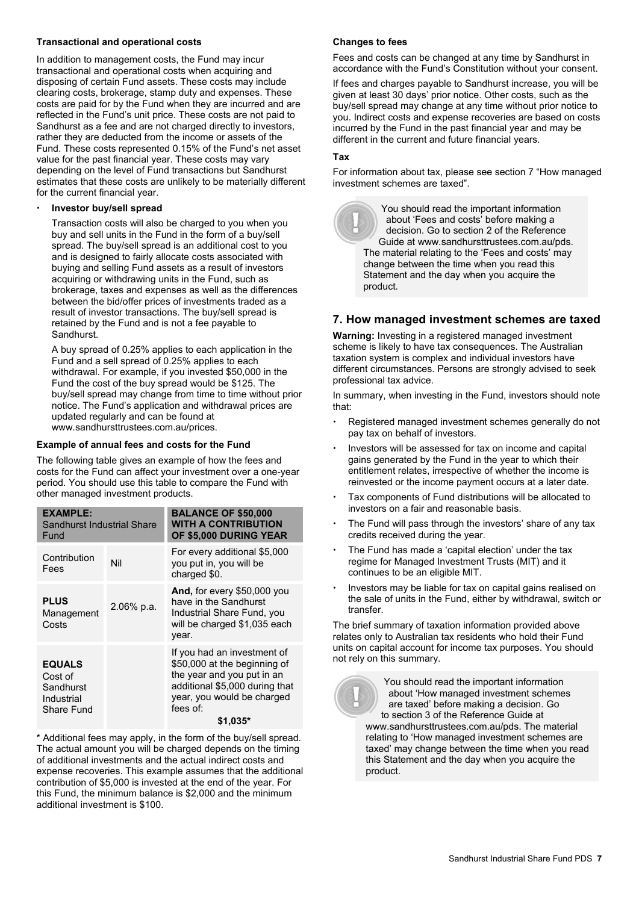**Transactional and operational costs**

In addition to management costs, the Fund may incur transactional and operational costs when acquiring and disposing of certain Fund assets. These costs may include clearing costs, brokerage, stamp duty and expenses. These costs are paid for by the Fund when they are incurred and are reflected in the Fund's unit price. These costs are not paid to Sandhurst as a fee and are not charged directly to investors, rather they are deducted from the income or assets of the Fund. These costs represented 0.15% of the Fund's net asset value for the past financial year. These costs may vary depending on the level of Fund transactions but Sandhurst estimates that these costs are unlikely to be materially different for the current financial year.

- **Investor buy/sell spread**

  Transaction costs will also be charged to you when you buy and sell units in the Fund in the form of a buy/sell spread. The buy/sell spread is an additional cost to you and is designed to fairly allocate costs associated with buying and selling Fund assets as a result of investors acquiring or withdrawing units in the Fund, such as brokerage, taxes and expenses as well as the differences between the bid/offer prices of investments traded as a result of investor transactions. The buy/sell spread is retained by the Fund and is not a fee payable to Sandhurst.

  A buy spread of 0.25% applies to each application in the Fund and a sell spread of 0.25% applies to each withdrawal. For example, if you invested $50,000 in the Fund the cost of the buy spread would be $125. The buy/sell spread may change from time to time without prior notice. The Fund's application and withdrawal prices are updated regularly and can be found at www.sandhursttrustees.com.au/prices.

**Example of annual fees and costs for the Fund**

The following table gives an example of how the fees and costs for the Fund can affect your investment over a one-year period. You should use this table to compare the Fund with other managed investment products.

| **EXAMPLE:** Sandhurst Industrial Share Fund | | **BALANCE OF $50,000 WITH A CONTRIBUTION OF $5,000 DURING YEAR** |
|---|---|---|
| Contribution Fees | Nil | For every additional $5,000 you put in, you will be charged $0. |
| **PLUS** Management Costs | 2.06% p.a. | **And,** for every $50,000 you have in the Sandhurst Industrial Share Fund, you will be charged $1,035 each year. |
| **EQUALS** Cost of Sandhurst Industrial Share Fund | | If you had an investment of $50,000 at the beginning of the year and you put in an additional $5,000 during that year, you would be charged fees of: **$1,035*** |

\* Additional fees may apply, in the form of the buy/sell spread. The actual amount you will be charged depends on the timing of additional investments and the actual indirect costs and expense recoveries. This example assumes that the additional contribution of $5,000 is invested at the end of the year. For this Fund, the minimum balance is $2,000 and the minimum additional investment is $100.

**Changes to fees**

Fees and costs can be changed at any time by Sandhurst in accordance with the Fund's Constitution without your consent.

If fees and charges payable to Sandhurst increase, you will be given at least 30 days' prior notice. Other costs, such as the buy/sell spread may change at any time without prior notice to you. Indirect costs and expense recoveries are based on costs incurred by the Fund in the past financial year and may be different in the current and future financial years.

**Tax**

For information about tax, please see section 7 "How managed investment schemes are taxed".

> You should read the important information about 'Fees and costs' before making a decision. Go to section 2 of the Reference Guide at www.sandhursttrustees.com.au/pds. The material relating to the 'Fees and costs' may change between the time when you read this Statement and the day when you acquire the product.

## 7. How managed investment schemes are taxed

**Warning:** Investing in a registered managed investment scheme is likely to have tax consequences. The Australian taxation system is complex and individual investors have different circumstances. Persons are strongly advised to seek professional tax advice.

In summary, when investing in the Fund, investors should note that:

- Registered managed investment schemes generally do not pay tax on behalf of investors.
- Investors will be assessed for tax on income and capital gains generated by the Fund in the year to which their entitlement relates, irrespective of whether the income is reinvested or the income payment occurs at a later date.
- Tax components of Fund distributions will be allocated to investors on a fair and reasonable basis.
- The Fund will pass through the investors' share of any tax credits received during the year.
- The Fund has made a 'capital election' under the tax regime for Managed Investment Trusts (MIT) and it continues to be an eligible MIT.
- Investors may be liable for tax on capital gains realised on the sale of units in the Fund, either by withdrawal, switch or transfer.

The brief summary of taxation information provided above relates only to Australian tax residents who hold their Fund units on capital account for income tax purposes. You should not rely on this summary.

> You should read the important information about 'How managed investment schemes are taxed' before making a decision. Go to section 3 of the Reference Guide at www.sandhursttrustees.com.au/pds. The material relating to 'How managed investment schemes are taxed' may change between the time when you read this Statement and the day when you acquire the product.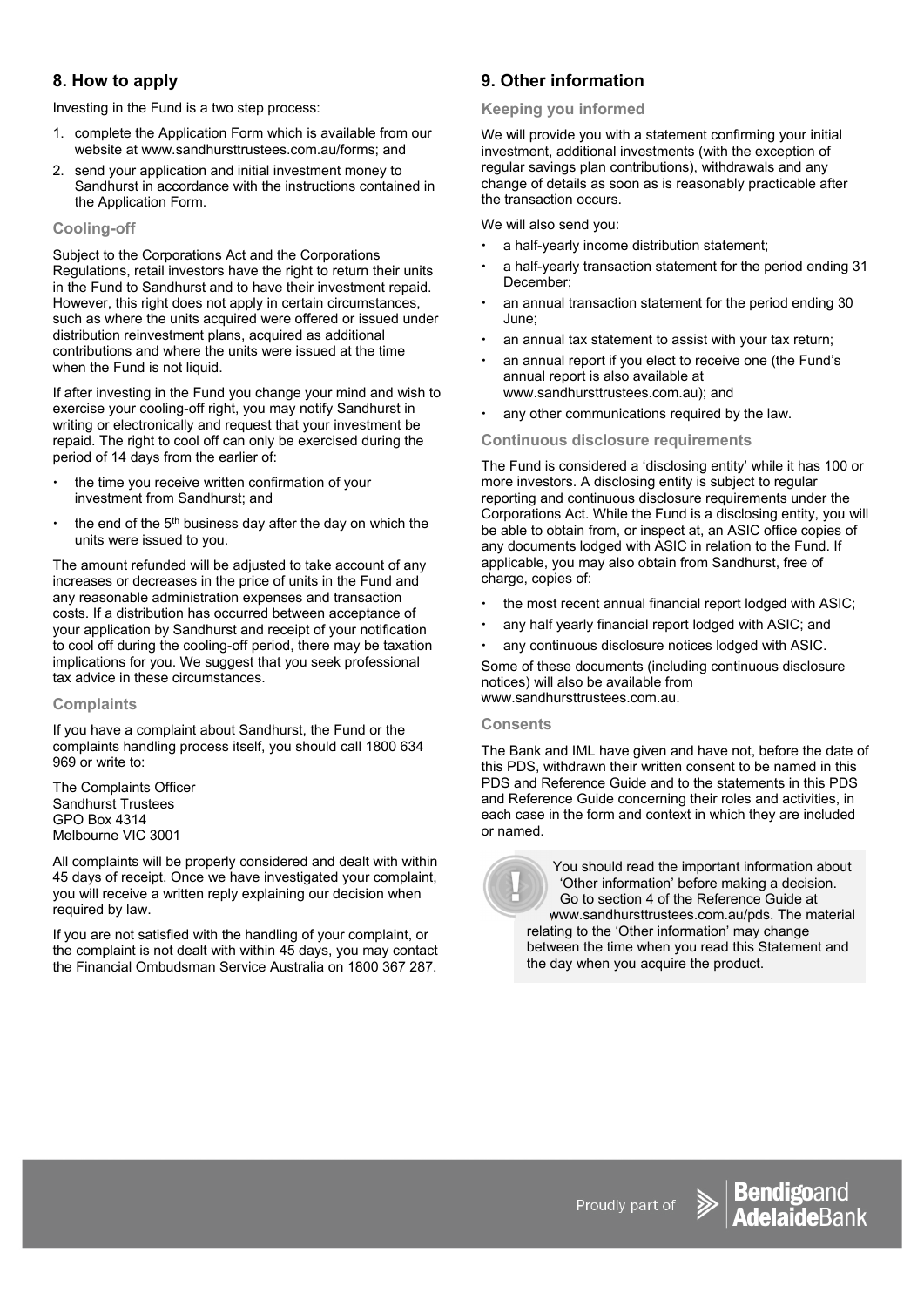## 8. How to apply

Investing in the Fund is a two step process:

1. complete the Application Form which is available from our website at www.sandhursttrustees.com.au/forms; and
2. send your application and initial investment money to Sandhurst in accordance with the instructions contained in the Application Form.

### Cooling-off

Subject to the Corporations Act and the Corporations Regulations, retail investors have the right to return their units in the Fund to Sandhurst and to have their investment repaid. However, this right does not apply in certain circumstances, such as where the units acquired were offered or issued under distribution reinvestment plans, acquired as additional contributions and where the units were issued at the time when the Fund is not liquid.

If after investing in the Fund you change your mind and wish to exercise your cooling-off right, you may notify Sandhurst in writing or electronically and request that your investment be repaid. The right to cool off can only be exercised during the period of 14 days from the earlier of:

- the time you receive written confirmation of your investment from Sandhurst; and
- the end of the 5th business day after the day on which the units were issued to you.

The amount refunded will be adjusted to take account of any increases or decreases in the price of units in the Fund and any reasonable administration expenses and transaction costs. If a distribution has occurred between acceptance of your application by Sandhurst and receipt of your notification to cool off during the cooling-off period, there may be taxation implications for you. We suggest that you seek professional tax advice in these circumstances.

### Complaints

If you have a complaint about Sandhurst, the Fund or the complaints handling process itself, you should call 1800 634 969 or write to:

The Complaints Officer
Sandhurst Trustees
GPO Box 4314
Melbourne VIC 3001

All complaints will be properly considered and dealt with within 45 days of receipt. Once we have investigated your complaint, you will receive a written reply explaining our decision when required by law.

If you are not satisfied with the handling of your complaint, or the complaint is not dealt with within 45 days, you may contact the Financial Ombudsman Service Australia on 1800 367 287.

## 9. Other information

### Keeping you informed

We will provide you with a statement confirming your initial investment, additional investments (with the exception of regular savings plan contributions), withdrawals and any change of details as soon as is reasonably practicable after the transaction occurs.

We will also send you:

- a half-yearly income distribution statement;
- a half-yearly transaction statement for the period ending 31 December;
- an annual transaction statement for the period ending 30 June;
- an annual tax statement to assist with your tax return;
- an annual report if you elect to receive one (the Fund's annual report is also available at www.sandhursttrustees.com.au); and
- any other communications required by the law.

### Continuous disclosure requirements

The Fund is considered a 'disclosing entity' while it has 100 or more investors. A disclosing entity is subject to regular reporting and continuous disclosure requirements under the Corporations Act. While the Fund is a disclosing entity, you will be able to obtain from, or inspect at, an ASIC office copies of any documents lodged with ASIC in relation to the Fund. If applicable, you may also obtain from Sandhurst, free of charge, copies of:

- the most recent annual financial report lodged with ASIC;
- any half yearly financial report lodged with ASIC; and
- any continuous disclosure notices lodged with ASIC.

Some of these documents (including continuous disclosure notices) will also be available from www.sandhursttrustees.com.au.

### Consents

The Bank and IML have given and have not, before the date of this PDS, withdrawn their written consent to be named in this PDS and Reference Guide and to the statements in this PDS and Reference Guide concerning their roles and activities, in each case in the form and context in which they are included or named.

You should read the important information about 'Other information' before making a decision. Go to section 4 of the Reference Guide at www.sandhursttrustees.com.au/pds. The material relating to the 'Other information' may change between the time when you read this Statement and the day when you acquire the product.